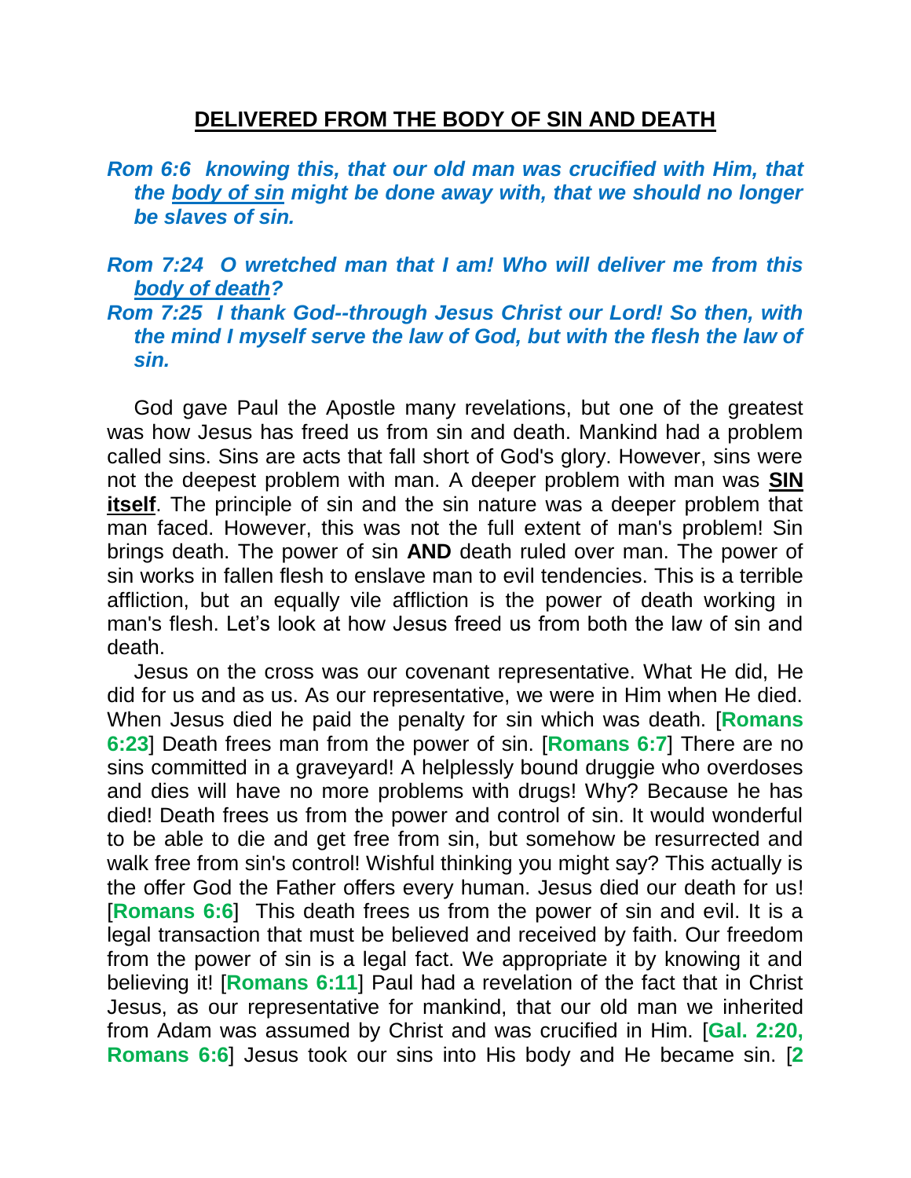## DELIVERED FROM THE BODY OF SIN AND DEATH

***Rom 6:6 knowing this, that our old man was crucified with Him, that the body of sin might be done away with, that we should no longer be slaves of sin.***

***Rom 7:24 O wretched man that I am! Who will deliver me from this body of death?***

***Rom 7:25 I thank God--through Jesus Christ our Lord! So then, with the mind I myself serve the law of God, but with the flesh the law of sin.***

God gave Paul the Apostle many revelations, but one of the greatest was how Jesus has freed us from sin and death. Mankind had a problem called sins. Sins are acts that fall short of God's glory. However, sins were not the deepest problem with man. A deeper problem with man was **SIN itself**. The principle of sin and the sin nature was a deeper problem that man faced. However, this was not the full extent of man's problem! Sin brings death. The power of sin **AND** death ruled over man. The power of sin works in fallen flesh to enslave man to evil tendencies. This is a terrible affliction, but an equally vile affliction is the power of death working in man's flesh. Let's look at how Jesus freed us from both the law of sin and death.

Jesus on the cross was our covenant representative. What He did, He did for us and as us. As our representative, we were in Him when He died. When Jesus died he paid the penalty for sin which was death. [**Romans 6:23**] Death frees man from the power of sin. [**Romans 6:7**] There are no sins committed in a graveyard! A helplessly bound druggie who overdoses and dies will have no more problems with drugs! Why? Because he has died! Death frees us from the power and control of sin. It would wonderful to be able to die and get free from sin, but somehow be resurrected and walk free from sin's control! Wishful thinking you might say? This actually is the offer God the Father offers every human. Jesus died our death for us! [**Romans 6:6**] This death frees us from the power of sin and evil. It is a legal transaction that must be believed and received by faith. Our freedom from the power of sin is a legal fact. We appropriate it by knowing it and believing it! [**Romans 6:11**] Paul had a revelation of the fact that in Christ Jesus, as our representative for mankind, that our old man we inherited from Adam was assumed by Christ and was crucified in Him. [**Gal. 2:20, Romans 6:6**] Jesus took our sins into His body and He became sin. [**2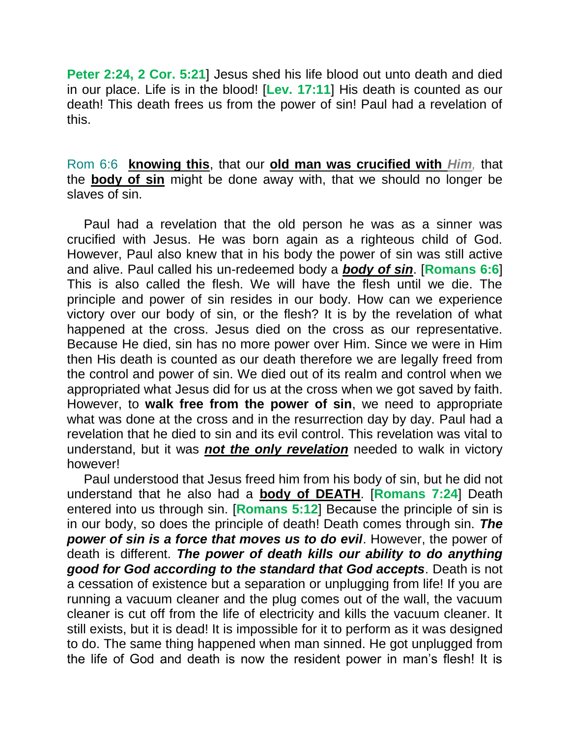**Peter 2:24, 2 Cor. 5:21**] Jesus shed his life blood out unto death and died in our place. Life is in the blood! [**Lev. 17:11**] His death is counted as our death! This death frees us from the power of sin! Paul had a revelation of this.

Rom 6:6 **knowing this**, that our **old man was crucified with *Him*,** that the **body of sin** might be done away with, that we should no longer be slaves of sin.

Paul had a revelation that the old person he was as a sinner was crucified with Jesus. He was born again as a righteous child of God. However, Paul also knew that in his body the power of sin was still active and alive. Paul called his un-redeemed body a ***body of sin***. [**Romans 6:6**] This is also called the flesh. We will have the flesh until we die. The principle and power of sin resides in our body. How can we experience victory over our body of sin, or the flesh? It is by the revelation of what happened at the cross. Jesus died on the cross as our representative. Because He died, sin has no more power over Him. Since we were in Him then His death is counted as our death therefore we are legally freed from the control and power of sin. We died out of its realm and control when we appropriated what Jesus did for us at the cross when we got saved by faith. However, to **walk free from the power of sin**, we need to appropriate what was done at the cross and in the resurrection day by day. Paul had a revelation that he died to sin and its evil control. This revelation was vital to understand, but it was ***not the only revelation*** needed to walk in victory however!

Paul understood that Jesus freed him from his body of sin, but he did not understand that he also had a **body of DEATH**. [**Romans 7:24**] Death entered into us through sin. [**Romans 5:12**] Because the principle of sin is in our body, so does the principle of death! Death comes through sin. ***The power of sin is a force that moves us to do evil***. However, the power of death is different. ***The power of death kills our ability to do anything good for God according to the standard that God accepts***. Death is not a cessation of existence but a separation or unplugging from life! If you are running a vacuum cleaner and the plug comes out of the wall, the vacuum cleaner is cut off from the life of electricity and kills the vacuum cleaner. It still exists, but it is dead! It is impossible for it to perform as it was designed to do. The same thing happened when man sinned. He got unplugged from the life of God and death is now the resident power in man's flesh! It is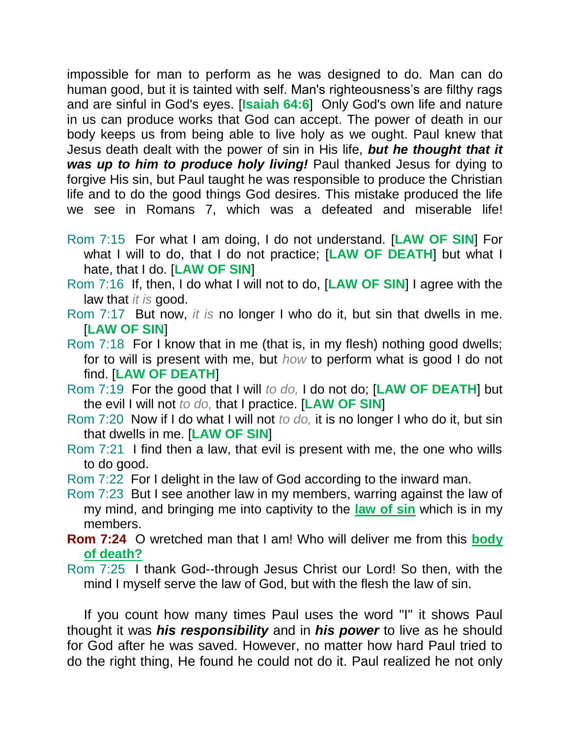impossible for man to perform as he was designed to do. Man can do human good, but it is tainted with self. Man's righteousness's are filthy rags and are sinful in God's eyes. [**Isaiah 64:6**] Only God's own life and nature in us can produce works that God can accept. The power of death in our body keeps us from being able to live holy as we ought. Paul knew that Jesus death dealt with the power of sin in His life, ***but he thought that it was up to him to produce holy living!*** Paul thanked Jesus for dying to forgive His sin, but Paul taught he was responsible to produce the Christian life and to do the good things God desires. This mistake produced the life we see in Romans 7, which was a defeated and miserable life!

Rom 7:15 For what I am doing, I do not understand. [**LAW OF SIN**] For what I will to do, that I do not practice; [**LAW OF DEATH**] but what I hate, that I do. [**LAW OF SIN**]

Rom 7:16 If, then, I do what I will not to do, [**LAW OF SIN**] I agree with the law that *it is* good.

Rom 7:17 But now, *it is* no longer I who do it, but sin that dwells in me. [**LAW OF SIN**]

Rom 7:18 For I know that in me (that is, in my flesh) nothing good dwells; for to will is present with me, but *how* to perform what is good I do not find. [**LAW OF DEATH**]

Rom 7:19 For the good that I will *to do,* I do not do; [**LAW OF DEATH**] but the evil I will not *to do,* that I practice. [**LAW OF SIN**]

Rom 7:20 Now if I do what I will not *to do,* it is no longer I who do it, but sin that dwells in me. [**LAW OF SIN**]

Rom 7:21 I find then a law, that evil is present with me, the one who wills to do good.

Rom 7:22 For I delight in the law of God according to the inward man.

Rom 7:23 But I see another law in my members, warring against the law of my mind, and bringing me into captivity to the **law of sin** which is in my members.

**Rom 7:24** O wretched man that I am! Who will deliver me from this **body of death?**

Rom 7:25 I thank God--through Jesus Christ our Lord! So then, with the mind I myself serve the law of God, but with the flesh the law of sin.

If you count how many times Paul uses the word "I" it shows Paul thought it was ***his responsibility*** and in ***his power*** to live as he should for God after he was saved. However, no matter how hard Paul tried to do the right thing, He found he could not do it. Paul realized he not only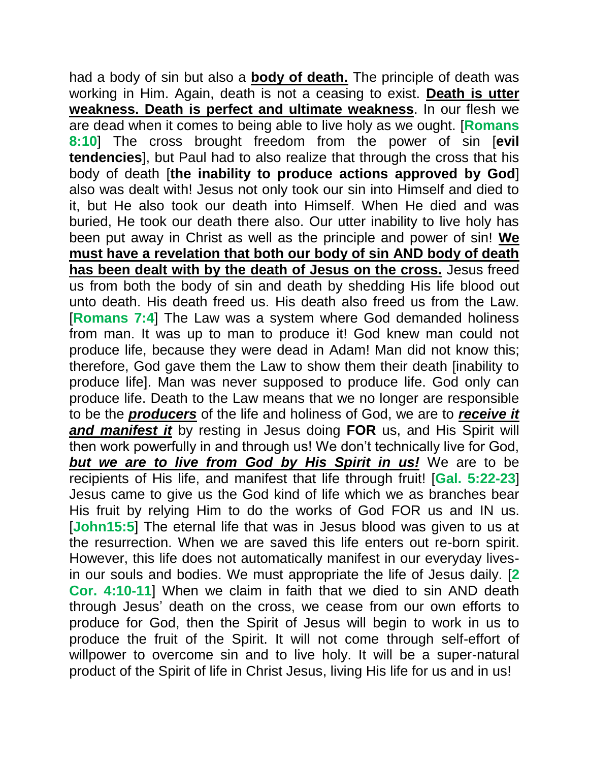had a body of sin but also a **body of death.** The principle of death was working in Him. Again, death is not a ceasing to exist. **Death is utter weakness. Death is perfect and ultimate weakness**. In our flesh we are dead when it comes to being able to live holy as we ought. [**Romans 8:10**] The cross brought freedom from the power of sin [**evil tendencies**], but Paul had to also realize that through the cross that his body of death [**the inability to produce actions approved by God**] also was dealt with! Jesus not only took our sin into Himself and died to it, but He also took our death into Himself. When He died and was buried, He took our death there also. Our utter inability to live holy has been put away in Christ as well as the principle and power of sin! **We must have a revelation that both our body of sin AND body of death has been dealt with by the death of Jesus on the cross.** Jesus freed us from both the body of sin and death by shedding His life blood out unto death. His death freed us. His death also freed us from the Law. [**Romans 7:4**] The Law was a system where God demanded holiness from man. It was up to man to produce it! God knew man could not produce life, because they were dead in Adam! Man did not know this; therefore, God gave them the Law to show them their death [inability to produce life]. Man was never supposed to produce life. God only can produce life. Death to the Law means that we no longer are responsible to be the ***producers*** of the life and holiness of God, we are to ***receive it and manifest it*** by resting in Jesus doing **FOR** us, and His Spirit will then work powerfully in and through us! We don't technically live for God, ***but we are to live from God by His Spirit in us!*** We are to be recipients of His life, and manifest that life through fruit! [**Gal. 5:22-23**] Jesus came to give us the God kind of life which we as branches bear His fruit by relying Him to do the works of God FOR us and IN us. [**John15:5**] The eternal life that was in Jesus blood was given to us at the resurrection. When we are saved this life enters out re-born spirit. However, this life does not automatically manifest in our everyday lives-in our souls and bodies. We must appropriate the life of Jesus daily. [**2 Cor. 4:10-11**] When we claim in faith that we died to sin AND death through Jesus' death on the cross, we cease from our own efforts to produce for God, then the Spirit of Jesus will begin to work in us to produce the fruit of the Spirit. It will not come through self-effort of willpower to overcome sin and to live holy. It will be a super-natural product of the Spirit of life in Christ Jesus, living His life for us and in us!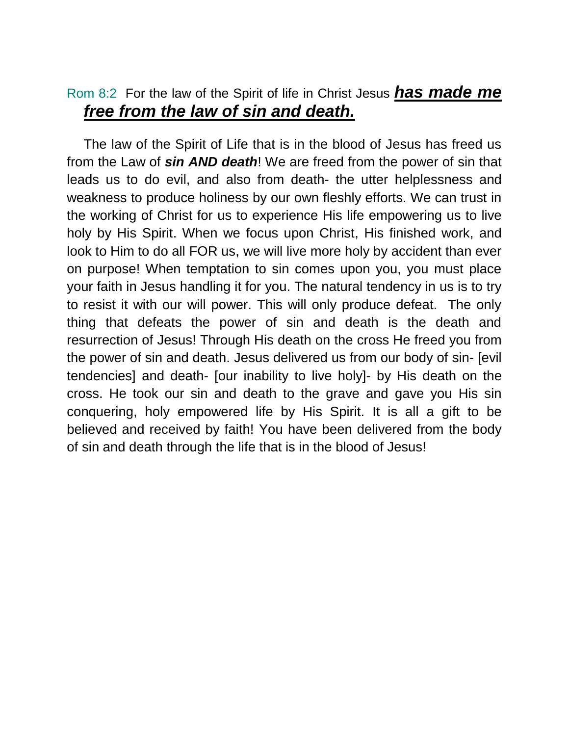Rom 8:2 For the law of the Spirit of life in Christ Jesus ***has made me free from the law of sin and death.***

The law of the Spirit of Life that is in the blood of Jesus has freed us from the Law of ***sin AND death***! We are freed from the power of sin that leads us to do evil, and also from death- the utter helplessness and weakness to produce holiness by our own fleshly efforts. We can trust in the working of Christ for us to experience His life empowering us to live holy by His Spirit. When we focus upon Christ, His finished work, and look to Him to do all FOR us, we will live more holy by accident than ever on purpose! When temptation to sin comes upon you, you must place your faith in Jesus handling it for you. The natural tendency in us is to try to resist it with our will power. This will only produce defeat. The only thing that defeats the power of sin and death is the death and resurrection of Jesus! Through His death on the cross He freed you from the power of sin and death. Jesus delivered us from our body of sin- [evil tendencies] and death- [our inability to live holy]- by His death on the cross. He took our sin and death to the grave and gave you His sin conquering, holy empowered life by His Spirit. It is all a gift to be believed and received by faith! You have been delivered from the body of sin and death through the life that is in the blood of Jesus!